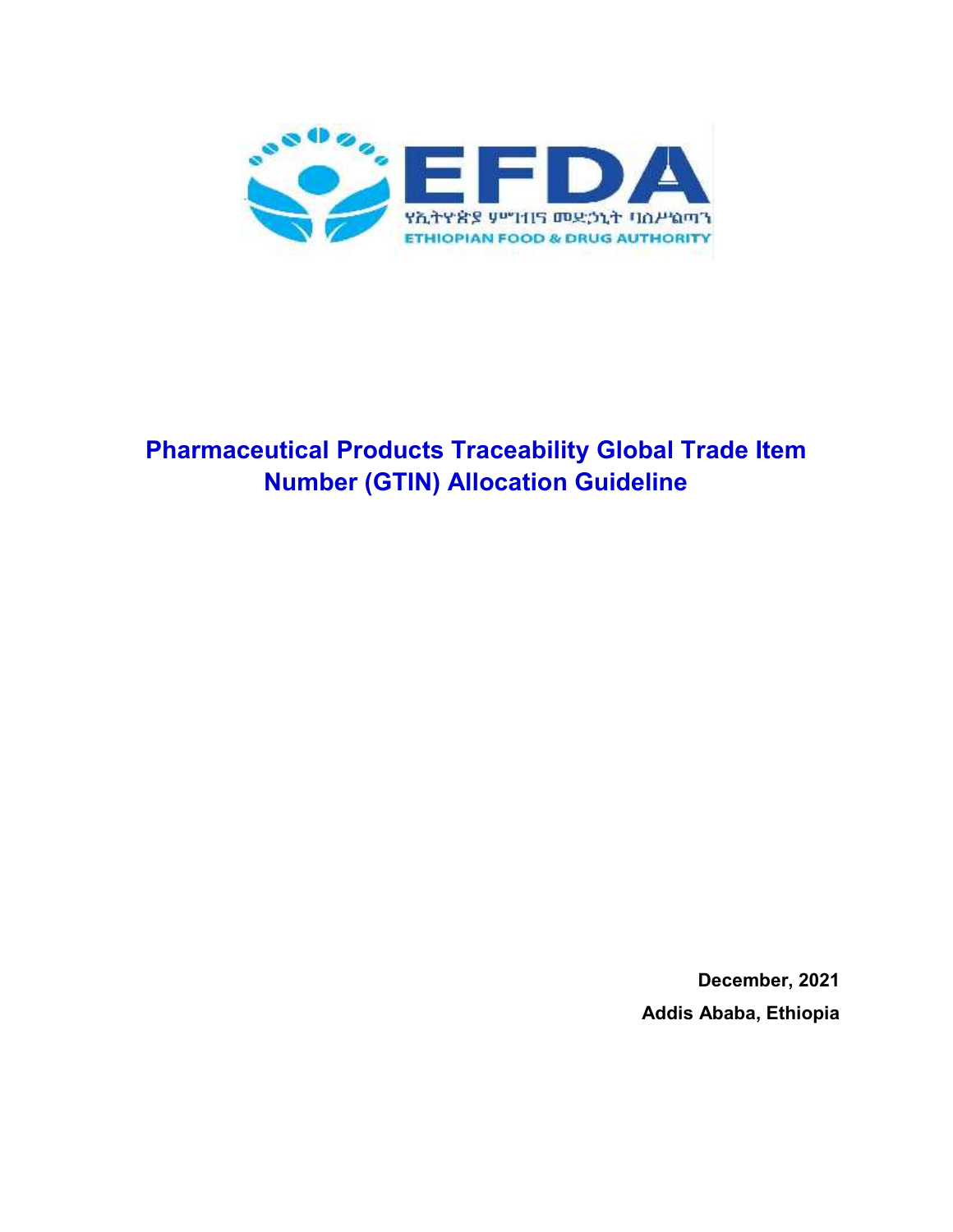# Pharmaceutical Products Traceability Global Trade Item Number (GTIN) Allocation Guideline

**December, 2021**

**Addis Ababa, Ethiopia**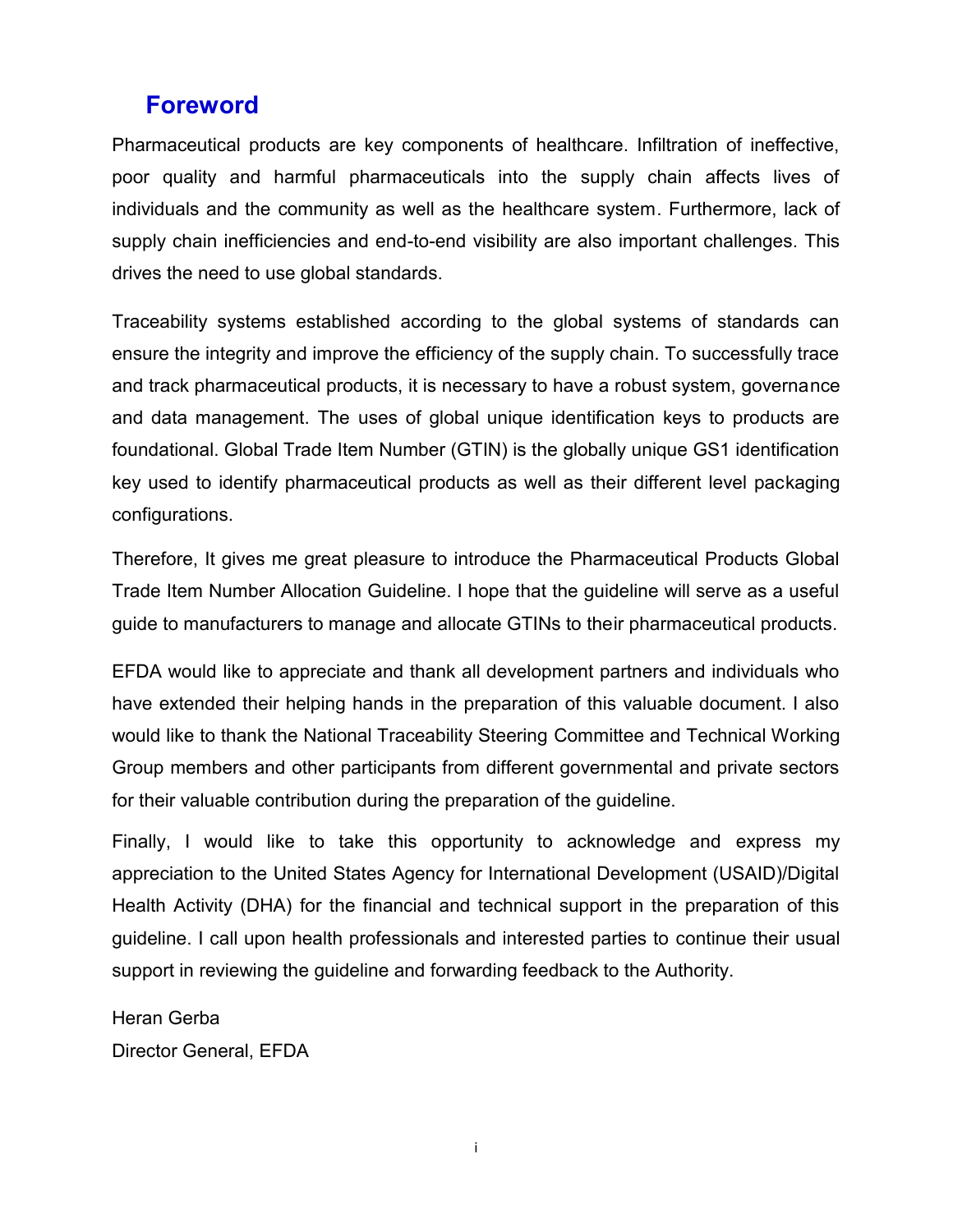# Foreword

Pharmaceutical products are key components of healthcare. Infiltration of ineffective, poor quality and harmful pharmaceuticals into the supply chain affects lives of individuals and the community as well as the healthcare system. Furthermore, lack of supply chain inefficiencies and end-to-end visibility are also important challenges. This drives the need to use global standards.

Traceability systems established according to the global systems of standards can ensure the integrity and improve the efficiency of the supply chain. To successfully trace and track pharmaceutical products, it is necessary to have a robust system, governance and data management. The uses of global unique identification keys to products are foundational. Global Trade Item Number (GTIN) is the globally unique GS1 identification key used to identify pharmaceutical products as well as their different level packaging configurations.

Therefore, It gives me great pleasure to introduce the Pharmaceutical Products Global Trade Item Number Allocation Guideline. I hope that the guideline will serve as a useful guide to manufacturers to manage and allocate GTINs to their pharmaceutical products.

EFDA would like to appreciate and thank all development partners and individuals who have extended their helping hands in the preparation of this valuable document. I also would like to thank the National Traceability Steering Committee and Technical Working Group members and other participants from different governmental and private sectors for their valuable contribution during the preparation of the guideline.

Finally, I would like to take this opportunity to acknowledge and express my appreciation to the United States Agency for International Development (USAID)/Digital Health Activity (DHA) for the financial and technical support in the preparation of this guideline. I call upon health professionals and interested parties to continue their usual support in reviewing the guideline and forwarding feedback to the Authority.

Heran Gerba
Director General, EFDA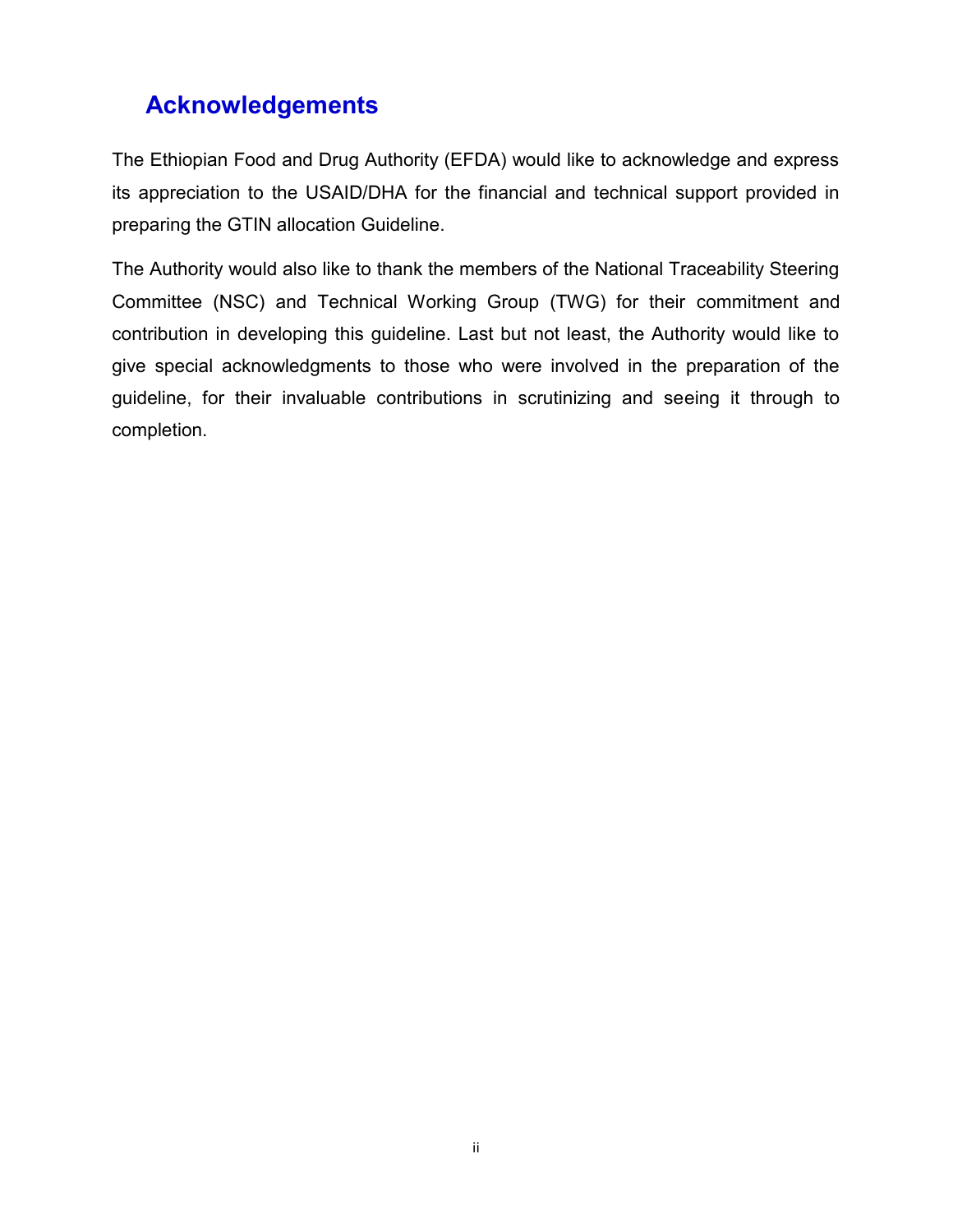## Acknowledgements

The Ethiopian Food and Drug Authority (EFDA) would like to acknowledge and express its appreciation to the USAID/DHA for the financial and technical support provided in preparing the GTIN allocation Guideline.

The Authority would also like to thank the members of the National Traceability Steering Committee (NSC) and Technical Working Group (TWG) for their commitment and contribution in developing this guideline. Last but not least, the Authority would like to give special acknowledgments to those who were involved in the preparation of the guideline, for their invaluable contributions in scrutinizing and seeing it through to completion.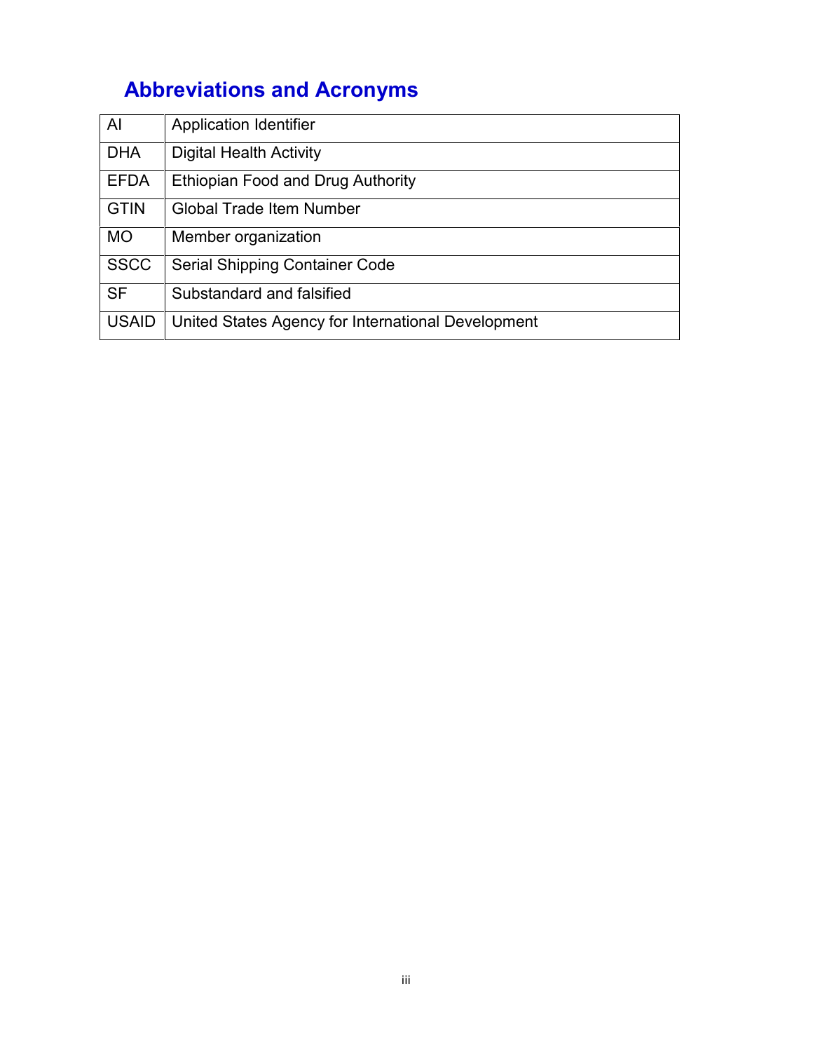# Abbreviations and Acronyms

| | |
|---|---|
| AI | Application Identifier |
| DHA | Digital Health Activity |
| EFDA | Ethiopian Food and Drug Authority |
| GTIN | Global Trade Item Number |
| MO | Member organization |
| SSCC | Serial Shipping Container Code |
| SF | Substandard and falsified |
| USAID | United States Agency for International Development |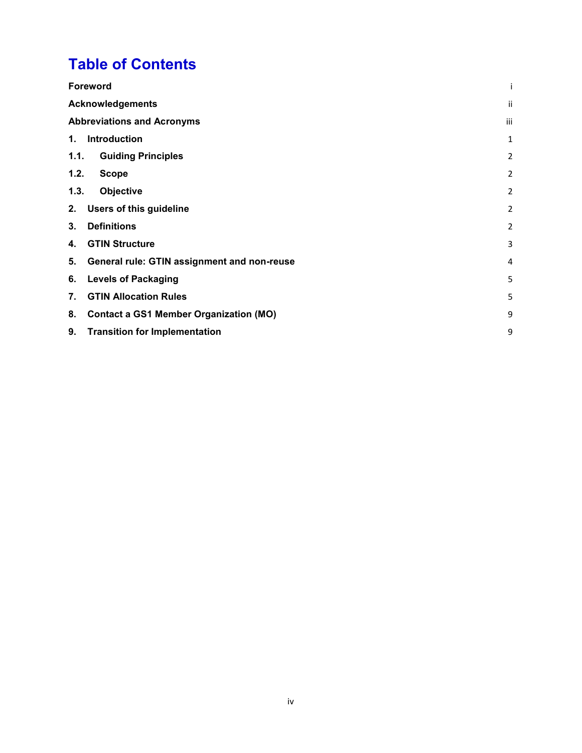# Table of Contents

| | |
|---|---|
| **Foreword** | i |
| **Acknowledgements** | ii |
| **Abbreviations and Acronyms** | iii |
| **1. Introduction** | 1 |
| **1.1. Guiding Principles** | 2 |
| **1.2. Scope** | 2 |
| **1.3. Objective** | 2 |
| **2. Users of this guideline** | 2 |
| **3. Definitions** | 2 |
| **4. GTIN Structure** | 3 |
| **5. General rule: GTIN assignment and non-reuse** | 4 |
| **6. Levels of Packaging** | 5 |
| **7. GTIN Allocation Rules** | 5 |
| **8. Contact a GS1 Member Organization (MO)** | 9 |
| **9. Transition for Implementation** | 9 |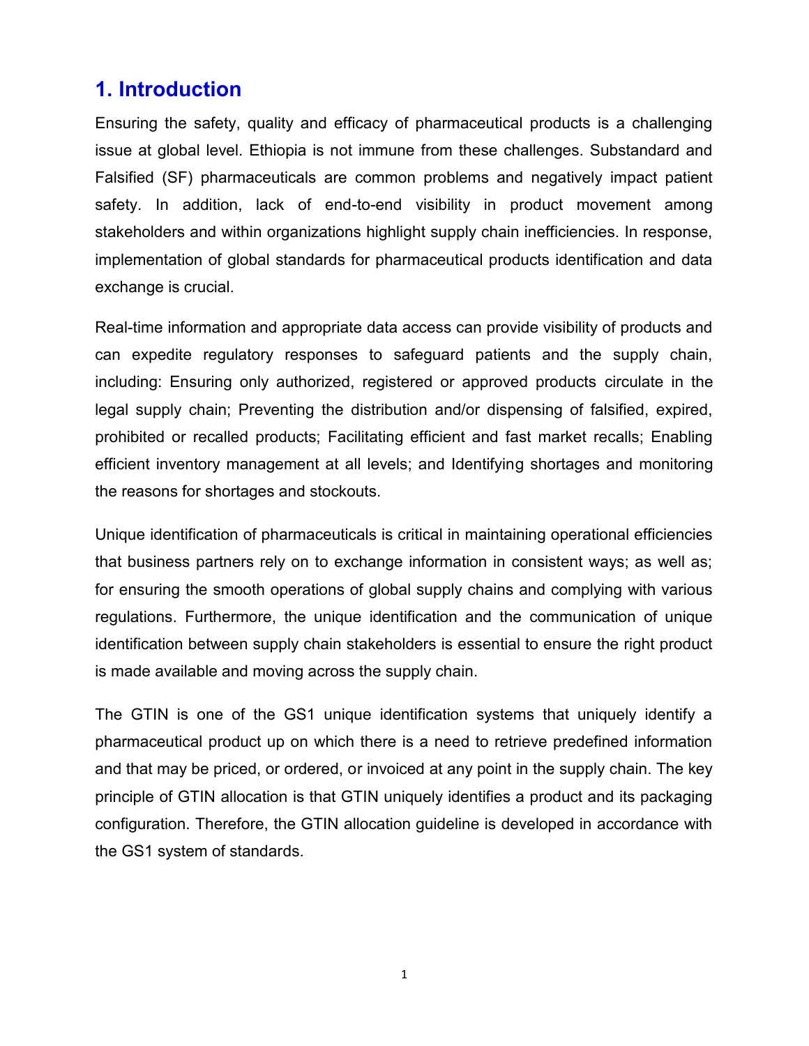# 1. Introduction

Ensuring the safety, quality and efficacy of pharmaceutical products is a challenging issue at global level. Ethiopia is not immune from these challenges. Substandard and Falsified (SF) pharmaceuticals are common problems and negatively impact patient safety. In addition, lack of end-to-end visibility in product movement among stakeholders and within organizations highlight supply chain inefficiencies. In response, implementation of global standards for pharmaceutical products identification and data exchange is crucial.

Real-time information and appropriate data access can provide visibility of products and can expedite regulatory responses to safeguard patients and the supply chain, including: Ensuring only authorized, registered or approved products circulate in the legal supply chain; Preventing the distribution and/or dispensing of falsified, expired, prohibited or recalled products; Facilitating efficient and fast market recalls; Enabling efficient inventory management at all levels; and Identifying shortages and monitoring the reasons for shortages and stockouts.

Unique identification of pharmaceuticals is critical in maintaining operational efficiencies that business partners rely on to exchange information in consistent ways; as well as; for ensuring the smooth operations of global supply chains and complying with various regulations. Furthermore, the unique identification and the communication of unique identification between supply chain stakeholders is essential to ensure the right product is made available and moving across the supply chain.

The GTIN is one of the GS1 unique identification systems that uniquely identify a pharmaceutical product up on which there is a need to retrieve predefined information and that may be priced, or ordered, or invoiced at any point in the supply chain. The key principle of GTIN allocation is that GTIN uniquely identifies a product and its packaging configuration. Therefore, the GTIN allocation guideline is developed in accordance with the GS1 system of standards.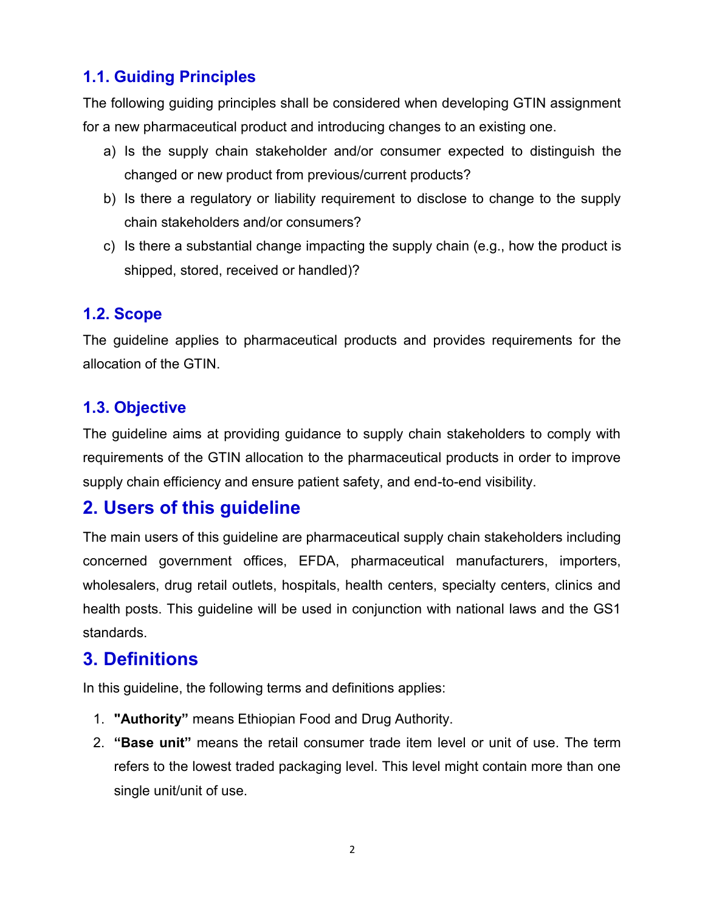### 1.1. Guiding Principles

The following guiding principles shall be considered when developing GTIN assignment for a new pharmaceutical product and introducing changes to an existing one.

a) Is the supply chain stakeholder and/or consumer expected to distinguish the changed or new product from previous/current products?
b) Is there a regulatory or liability requirement to disclose to change to the supply chain stakeholders and/or consumers?
c) Is there a substantial change impacting the supply chain (e.g., how the product is shipped, stored, received or handled)?

### 1.2. Scope

The guideline applies to pharmaceutical products and provides requirements for the allocation of the GTIN.

### 1.3. Objective

The guideline aims at providing guidance to supply chain stakeholders to comply with requirements of the GTIN allocation to the pharmaceutical products in order to improve supply chain efficiency and ensure patient safety, and end-to-end visibility.

## 2. Users of this guideline

The main users of this guideline are pharmaceutical supply chain stakeholders including concerned government offices, EFDA, pharmaceutical manufacturers, importers, wholesalers, drug retail outlets, hospitals, health centers, specialty centers, clinics and health posts. This guideline will be used in conjunction with national laws and the GS1 standards.

## 3. Definitions

In this guideline, the following terms and definitions applies:

1. **"Authority"** means Ethiopian Food and Drug Authority.
2. **"Base unit"** means the retail consumer trade item level or unit of use. The term refers to the lowest traded packaging level. This level might contain more than one single unit/unit of use.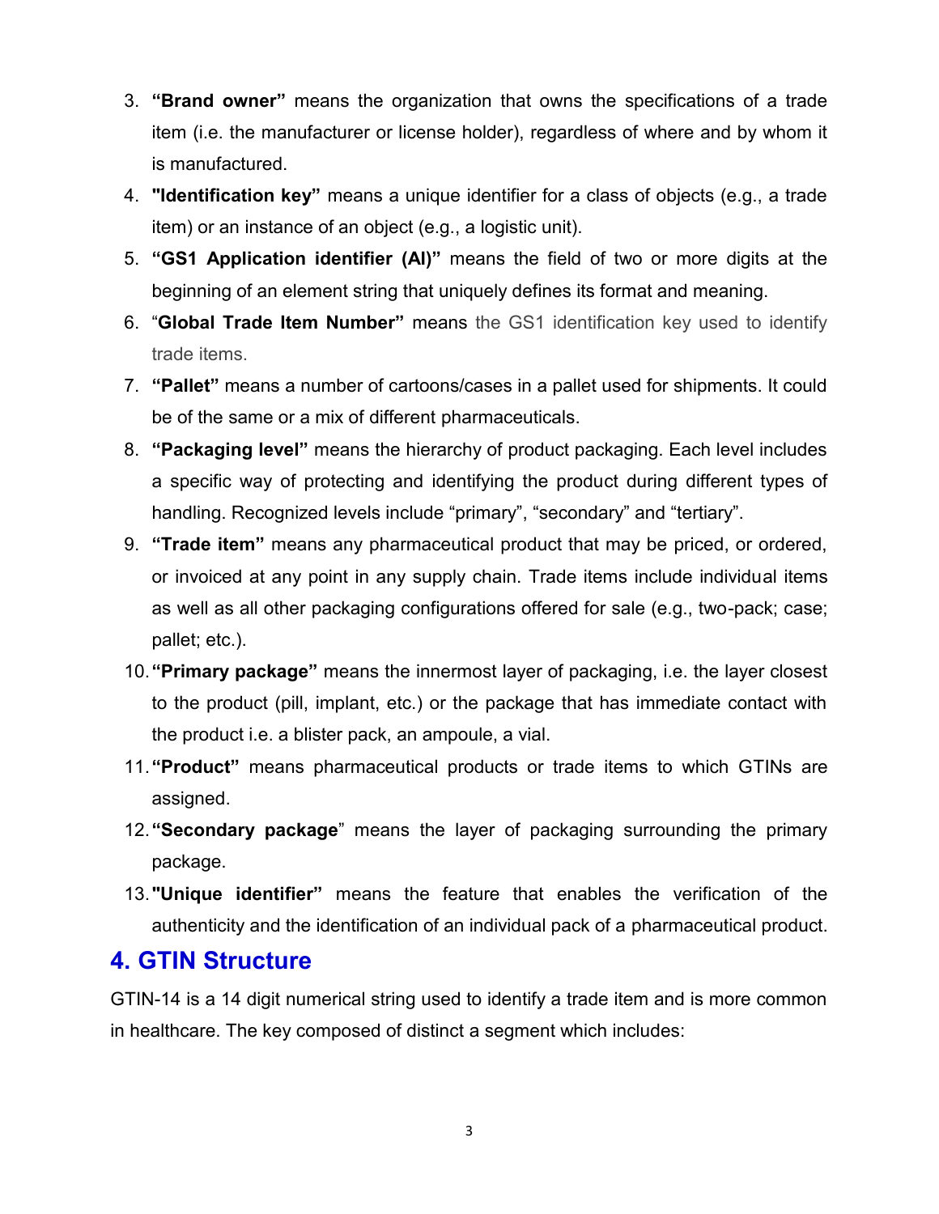3. **“Brand owner”** means the organization that owns the specifications of a trade item (i.e. the manufacturer or license holder), regardless of where and by whom it is manufactured.
4. **"Identification key”** means a unique identifier for a class of objects (e.g., a trade item) or an instance of an object (e.g., a logistic unit).
5. **“GS1 Application identifier (AI)”** means the field of two or more digits at the beginning of an element string that uniquely defines its format and meaning.
6. “**Global Trade Item Number”** means the GS1 identification key used to identify trade items.
7. **“Pallet”** means a number of cartoons/cases in a pallet used for shipments. It could be of the same or a mix of different pharmaceuticals.
8. **“Packaging level”** means the hierarchy of product packaging. Each level includes a specific way of protecting and identifying the product during different types of handling. Recognized levels include “primary”, “secondary” and “tertiary”.
9. **“Trade item”** means any pharmaceutical product that may be priced, or ordered, or invoiced at any point in any supply chain. Trade items include individual items as well as all other packaging configurations offered for sale (e.g., two-pack; case; pallet; etc.).
10. **“Primary package”** means the innermost layer of packaging, i.e. the layer closest to the product (pill, implant, etc.) or the package that has immediate contact with the product i.e. a blister pack, an ampoule, a vial.
11. **“Product”** means pharmaceutical products or trade items to which GTINs are assigned.
12. **“Secondary package**” means the layer of packaging surrounding the primary package.
13. **"Unique identifier”** means the feature that enables the verification of the authenticity and the identification of an individual pack of a pharmaceutical product.

## 4. GTIN Structure

GTIN-14 is a 14 digit numerical string used to identify a trade item and is more common in healthcare. The key composed of distinct a segment which includes: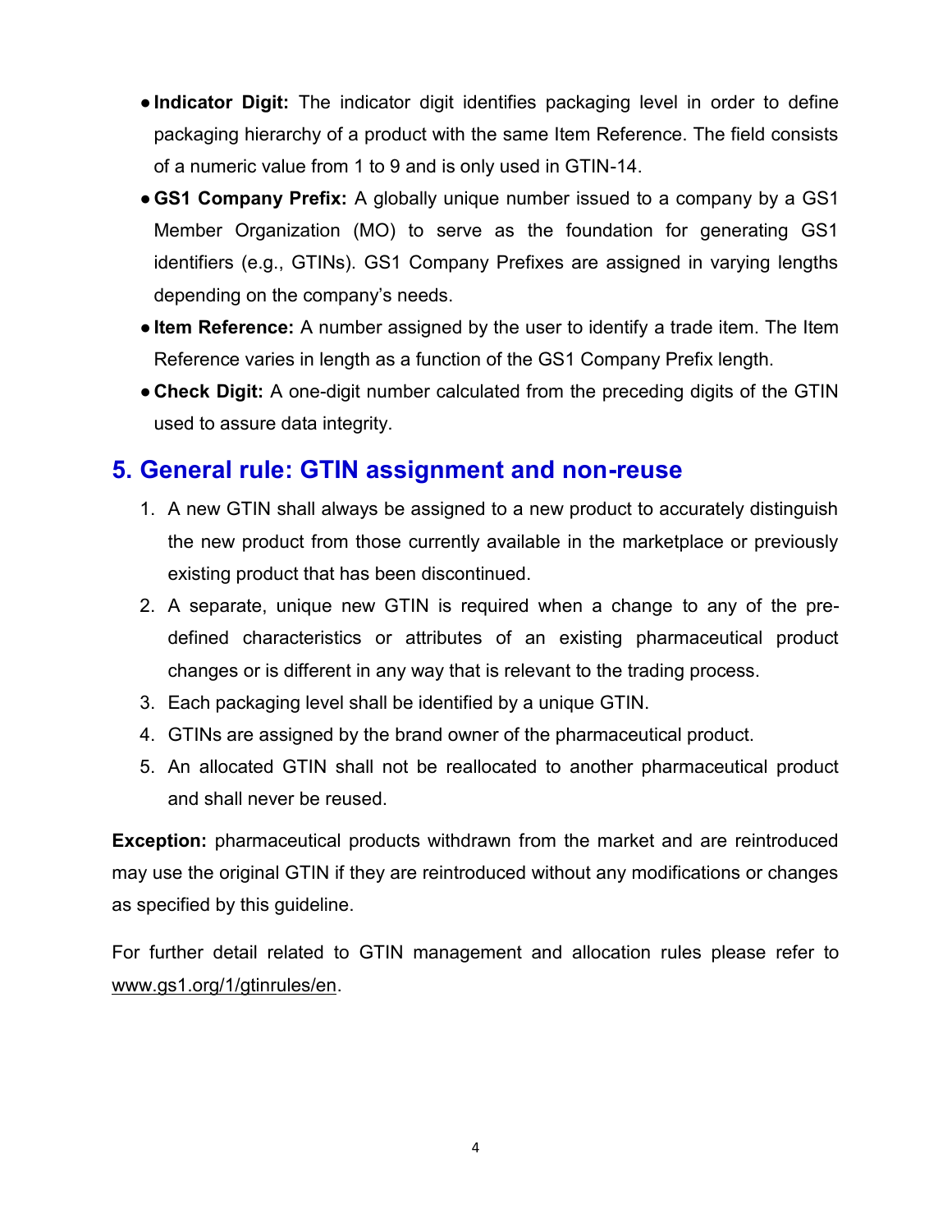- **Indicator Digit:** The indicator digit identifies packaging level in order to define packaging hierarchy of a product with the same Item Reference. The field consists of a numeric value from 1 to 9 and is only used in GTIN-14.
- **GS1 Company Prefix:** A globally unique number issued to a company by a GS1 Member Organization (MO) to serve as the foundation for generating GS1 identifiers (e.g., GTINs). GS1 Company Prefixes are assigned in varying lengths depending on the company's needs.
- **Item Reference:** A number assigned by the user to identify a trade item. The Item Reference varies in length as a function of the GS1 Company Prefix length.
- **Check Digit:** A one-digit number calculated from the preceding digits of the GTIN used to assure data integrity.

## 5. General rule: GTIN assignment and non-reuse

1. A new GTIN shall always be assigned to a new product to accurately distinguish the new product from those currently available in the marketplace or previously existing product that has been discontinued.
2. A separate, unique new GTIN is required when a change to any of the pre-defined characteristics or attributes of an existing pharmaceutical product changes or is different in any way that is relevant to the trading process.
3. Each packaging level shall be identified by a unique GTIN.
4. GTINs are assigned by the brand owner of the pharmaceutical product.
5. An allocated GTIN shall not be reallocated to another pharmaceutical product and shall never be reused.

**Exception:** pharmaceutical products withdrawn from the market and are reintroduced may use the original GTIN if they are reintroduced without any modifications or changes as specified by this guideline.

For further detail related to GTIN management and allocation rules please refer to www.gs1.org/1/gtinrules/en.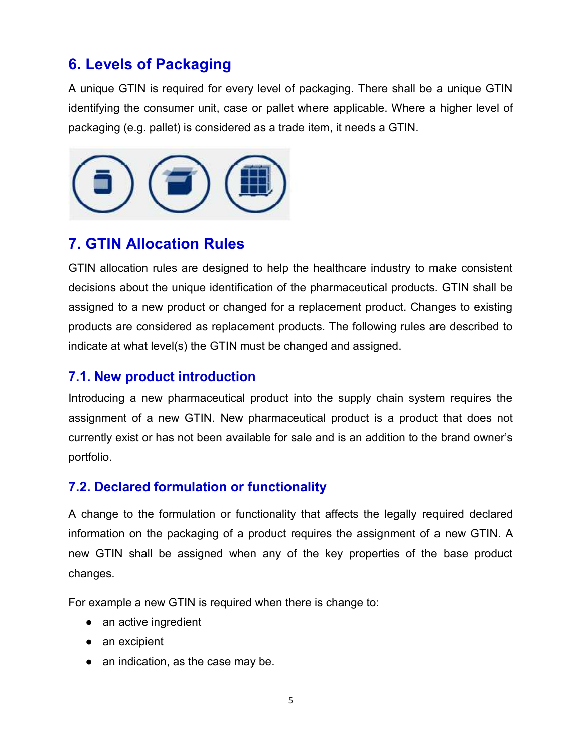## 6. Levels of Packaging

A unique GTIN is required for every level of packaging. There shall be a unique GTIN identifying the consumer unit, case or pallet where applicable. Where a higher level of packaging (e.g. pallet) is considered as a trade item, it needs a GTIN.

## 7. GTIN Allocation Rules

GTIN allocation rules are designed to help the healthcare industry to make consistent decisions about the unique identification of the pharmaceutical products. GTIN shall be assigned to a new product or changed for a replacement product. Changes to existing products are considered as replacement products. The following rules are described to indicate at what level(s) the GTIN must be changed and assigned.

### 7.1. New product introduction

Introducing a new pharmaceutical product into the supply chain system requires the assignment of a new GTIN. New pharmaceutical product is a product that does not currently exist or has not been available for sale and is an addition to the brand owner's portfolio.

### 7.2. Declared formulation or functionality

A change to the formulation or functionality that affects the legally required declared information on the packaging of a product requires the assignment of a new GTIN. A new GTIN shall be assigned when any of the key properties of the base product changes.

For example a new GTIN is required when there is change to:

- an active ingredient
- an excipient
- an indication, as the case may be.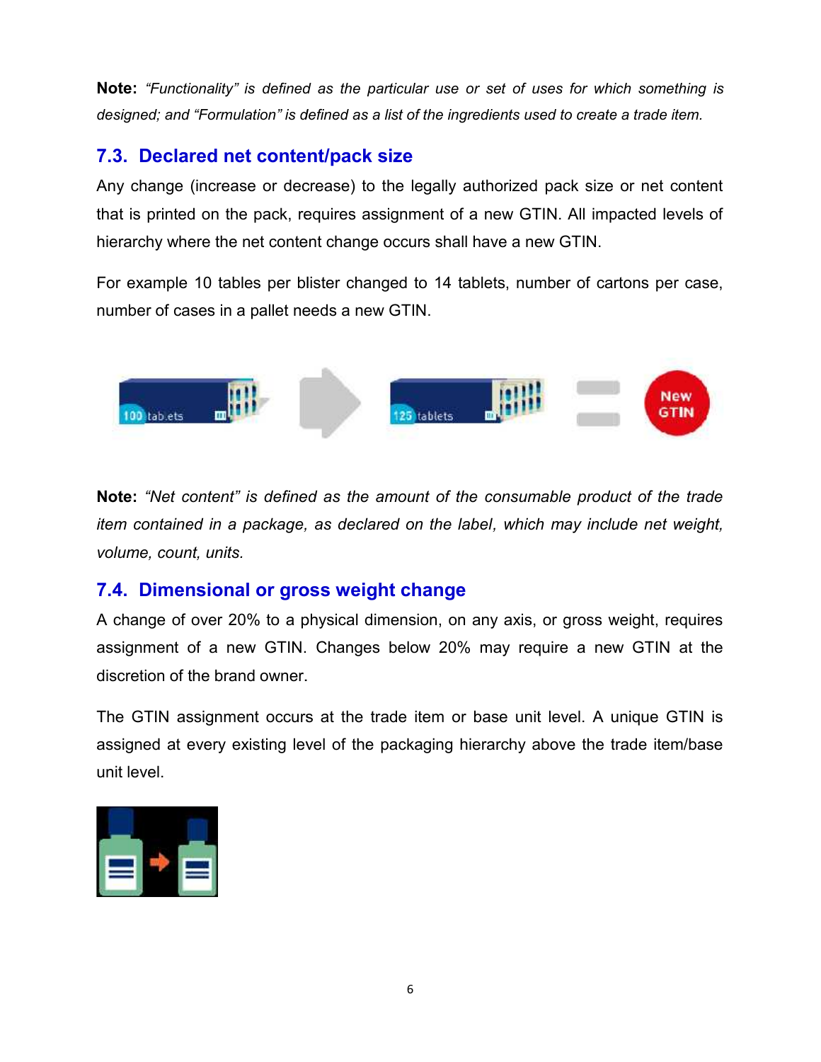**Note:** *"Functionality" is defined as the particular use or set of uses for which something is designed; and "Formulation" is defined as a list of the ingredients used to create a trade item.*

## 7.3. Declared net content/pack size

Any change (increase or decrease) to the legally authorized pack size or net content that is printed on the pack, requires assignment of a new GTIN. All impacted levels of hierarchy where the net content change occurs shall have a new GTIN.

For example 10 tables per blister changed to 14 tablets, number of cartons per case, number of cases in a pallet needs a new GTIN.

**Note:** *"Net content" is defined as the amount of the consumable product of the trade item contained in a package, as declared on the label, which may include net weight, volume, count, units.*

## 7.4. Dimensional or gross weight change

A change of over 20% to a physical dimension, on any axis, or gross weight, requires assignment of a new GTIN. Changes below 20% may require a new GTIN at the discretion of the brand owner.

The GTIN assignment occurs at the trade item or base unit level. A unique GTIN is assigned at every existing level of the packaging hierarchy above the trade item/base unit level.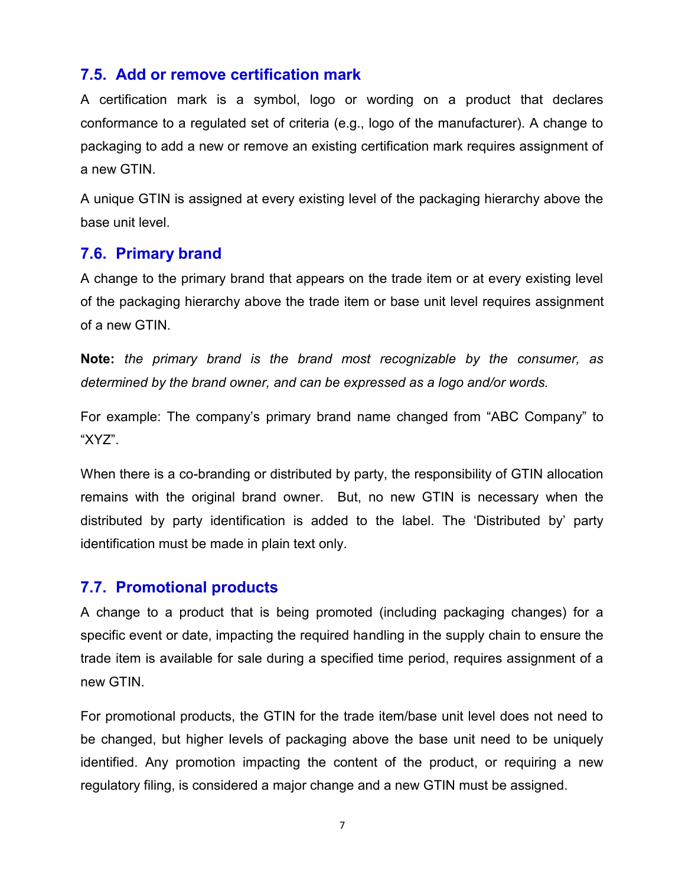## 7.5. Add or remove certification mark

A certification mark is a symbol, logo or wording on a product that declares conformance to a regulated set of criteria (e.g., logo of the manufacturer). A change to packaging to add a new or remove an existing certification mark requires assignment of a new GTIN.

A unique GTIN is assigned at every existing level of the packaging hierarchy above the base unit level.

## 7.6. Primary brand

A change to the primary brand that appears on the trade item or at every existing level of the packaging hierarchy above the trade item or base unit level requires assignment of a new GTIN.

**Note:** *the primary brand is the brand most recognizable by the consumer, as determined by the brand owner, and can be expressed as a logo and/or words.*

For example: The company's primary brand name changed from "ABC Company" to "XYZ".

When there is a co-branding or distributed by party, the responsibility of GTIN allocation remains with the original brand owner. But, no new GTIN is necessary when the distributed by party identification is added to the label. The 'Distributed by' party identification must be made in plain text only.

## 7.7. Promotional products

A change to a product that is being promoted (including packaging changes) for a specific event or date, impacting the required handling in the supply chain to ensure the trade item is available for sale during a specified time period, requires assignment of a new GTIN.

For promotional products, the GTIN for the trade item/base unit level does not need to be changed, but higher levels of packaging above the base unit need to be uniquely identified. Any promotion impacting the content of the product, or requiring a new regulatory filing, is considered a major change and a new GTIN must be assigned.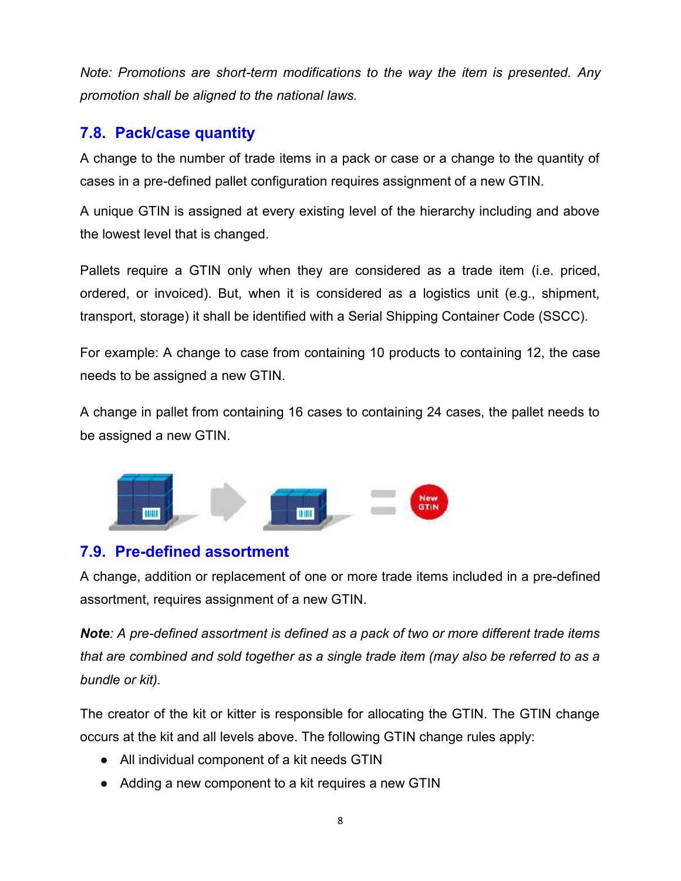*Note: Promotions are short-term modifications to the way the item is presented. Any promotion shall be aligned to the national laws.*

## 7.8. Pack/case quantity

A change to the number of trade items in a pack or case or a change to the quantity of cases in a pre-defined pallet configuration requires assignment of a new GTIN.

A unique GTIN is assigned at every existing level of the hierarchy including and above the lowest level that is changed.

Pallets require a GTIN only when they are considered as a trade item (i.e. priced, ordered, or invoiced). But, when it is considered as a logistics unit (e.g., shipment, transport, storage) it shall be identified with a Serial Shipping Container Code (SSCC).

For example: A change to case from containing 10 products to containing 12, the case needs to be assigned a new GTIN.

A change in pallet from containing 16 cases to containing 24 cases, the pallet needs to be assigned a new GTIN.

## 7.9. Pre-defined assortment

A change, addition or replacement of one or more trade items included in a pre-defined assortment, requires assignment of a new GTIN.

***Note**: A pre-defined assortment is defined as a pack of two or more different trade items that are combined and sold together as a single trade item (may also be referred to as a bundle or kit).*

The creator of the kit or kitter is responsible for allocating the GTIN. The GTIN change occurs at the kit and all levels above. The following GTIN change rules apply:

- All individual component of a kit needs GTIN
- Adding a new component to a kit requires a new GTIN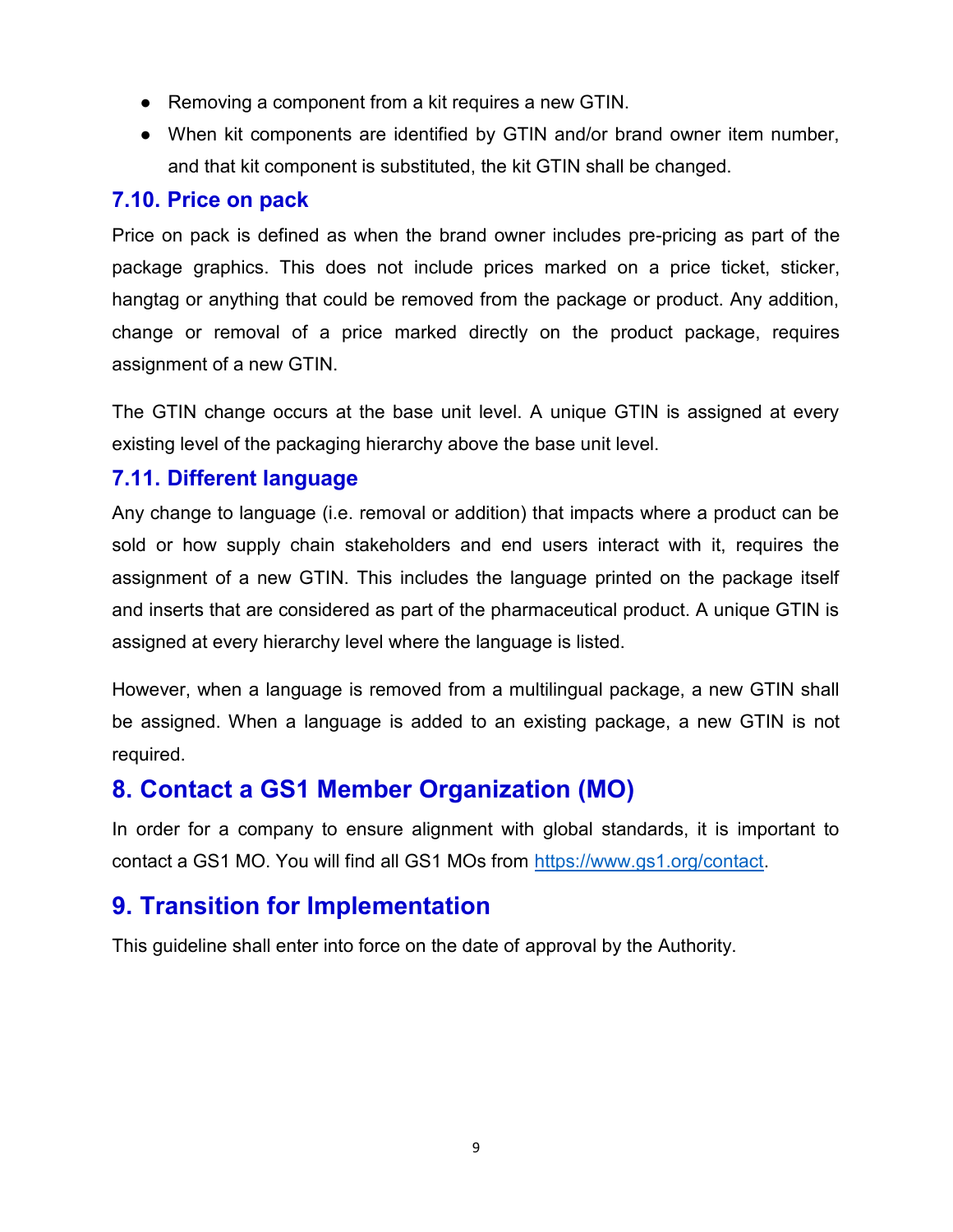- Removing a component from a kit requires a new GTIN.
- When kit components are identified by GTIN and/or brand owner item number, and that kit component is substituted, the kit GTIN shall be changed.

### 7.10. Price on pack

Price on pack is defined as when the brand owner includes pre-pricing as part of the package graphics. This does not include prices marked on a price ticket, sticker, hangtag or anything that could be removed from the package or product. Any addition, change or removal of a price marked directly on the product package, requires assignment of a new GTIN.

The GTIN change occurs at the base unit level. A unique GTIN is assigned at every existing level of the packaging hierarchy above the base unit level.

### 7.11. Different language

Any change to language (i.e. removal or addition) that impacts where a product can be sold or how supply chain stakeholders and end users interact with it, requires the assignment of a new GTIN. This includes the language printed on the package itself and inserts that are considered as part of the pharmaceutical product. A unique GTIN is assigned at every hierarchy level where the language is listed.

However, when a language is removed from a multilingual package, a new GTIN shall be assigned. When a language is added to an existing package, a new GTIN is not required.

## 8. Contact a GS1 Member Organization (MO)

In order for a company to ensure alignment with global standards, it is important to contact a GS1 MO. You will find all GS1 MOs from [https://www.gs1.org/contact](https://www.gs1.org/contact).

## 9. Transition for Implementation

This guideline shall enter into force on the date of approval by the Authority.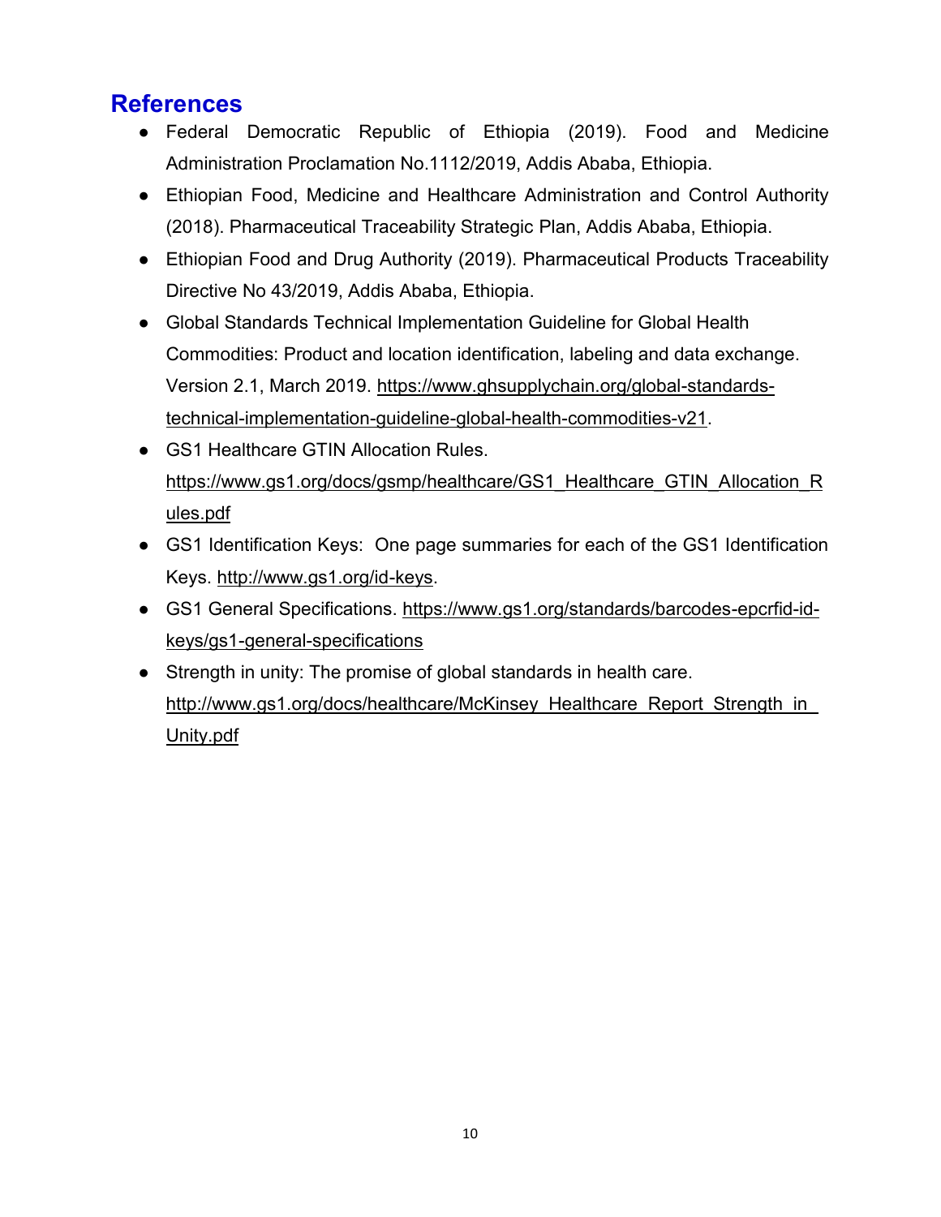## References

- Federal Democratic Republic of Ethiopia (2019). Food and Medicine Administration Proclamation No.1112/2019, Addis Ababa, Ethiopia.
- Ethiopian Food, Medicine and Healthcare Administration and Control Authority (2018). Pharmaceutical Traceability Strategic Plan, Addis Ababa, Ethiopia.
- Ethiopian Food and Drug Authority (2019). Pharmaceutical Products Traceability Directive No 43/2019, Addis Ababa, Ethiopia.
- Global Standards Technical Implementation Guideline for Global Health Commodities: Product and location identification, labeling and data exchange. Version 2.1, March 2019. https://www.ghsupplychain.org/global-standards-technical-implementation-guideline-global-health-commodities-v21.
- GS1 Healthcare GTIN Allocation Rules. https://www.gs1.org/docs/gsmp/healthcare/GS1_Healthcare_GTIN_Allocation_Rules.pdf
- GS1 Identification Keys: One page summaries for each of the GS1 Identification Keys. http://www.gs1.org/id-keys.
- GS1 General Specifications. https://www.gs1.org/standards/barcodes-epcrfid-id-keys/gs1-general-specifications
- Strength in unity: The promise of global standards in health care. http://www.gs1.org/docs/healthcare/McKinsey_Healthcare_Report_Strength_in_Unity.pdf